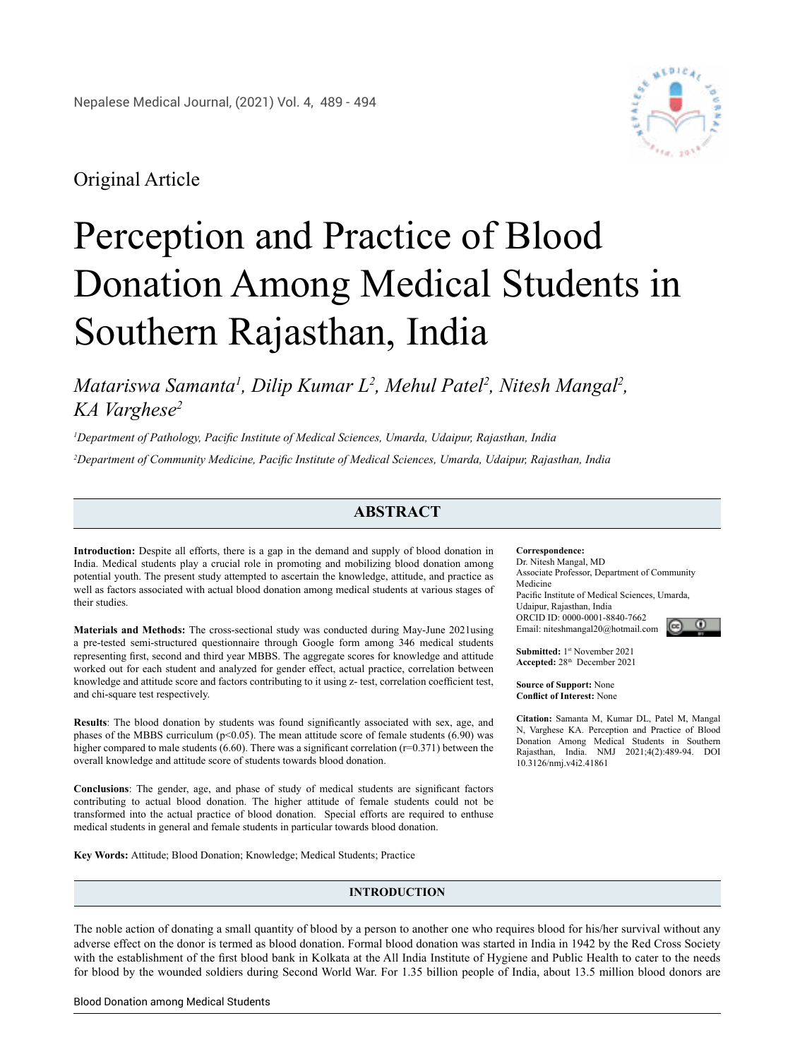Original Article

# Perception and Practice of Blood Donation Among Medical Students in Southern Rajasthan, India

*Matariswa Samanta[1], Dilip Kumar L[2], Mehul Patel[2], Nitesh Mangal[2], KA Varghese[2]*

[1]*Department of Pathology, Pacific Institute of Medical Sciences, Umarda, Udaipur, Rajasthan, India*

[2]*Department of Community Medicine, Pacific Institute of Medical Sciences, Umarda, Udaipur, Rajasthan, India*

## ABSTRACT

**Introduction:** Despite all efforts, there is a gap in the demand and supply of blood donation in India. Medical students play a crucial role in promoting and mobilizing blood donation among potential youth. The present study attempted to ascertain the knowledge, attitude, and practice as well as factors associated with actual blood donation among medical students at various stages of their studies.

**Materials and Methods:** The cross-sectional study was conducted during May-June 2021using a pre-tested semi-structured questionnaire through Google form among 346 medical students representing first, second and third year MBBS. The aggregate scores for knowledge and attitude worked out for each student and analyzed for gender effect, actual practice, correlation between knowledge and attitude score and factors contributing to it using z- test, correlation coefficient test, and chi-square test respectively.

**Results**: The blood donation by students was found significantly associated with sex, age, and phases of the MBBS curriculum ($p<0.05$). The mean attitude score of female students (6.90) was higher compared to male students (6.60). There was a significant correlation ($r=0.371$) between the overall knowledge and attitude score of students towards blood donation.

**Conclusions**: The gender, age, and phase of study of medical students are significant factors contributing to actual blood donation. The higher attitude of female students could not be transformed into the actual practice of blood donation. Special efforts are required to enthuse medical students in general and female students in particular towards blood donation.

**Key Words:** Attitude; Blood Donation; Knowledge; Medical Students; Practice

**Correspondence:**
Dr. Nitesh Mangal, MD
Associate Professor, Department of Community Medicine
Pacific Institute of Medical Sciences, Umarda, Udaipur, Rajasthan, India
ORCID ID: 0000-0001-8840-7662
Email: niteshmangal20@hotmail.com

**Submitted:** 1st November 2021
**Accepted:** 28th December 2021

**Source of Support:** None
**Conflict of Interest:** None

**Citation:** Samanta M, Kumar DL, Patel M, Mangal N, Varghese KA. Perception and Practice of Blood Donation Among Medical Students in Southern Rajasthan, India. NMJ 2021;4(2):489-94. DOI 10.3126/nmj.v4i2.41861

## INTRODUCTION

The noble action of donating a small quantity of blood by a person to another one who requires blood for his/her survival without any adverse effect on the donor is termed as blood donation. Formal blood donation was started in India in 1942 by the Red Cross Society with the establishment of the first blood bank in Kolkata at the All India Institute of Hygiene and Public Health to cater to the needs for blood by the wounded soldiers during Second World War. For 1.35 billion people of India, about 13.5 million blood donors are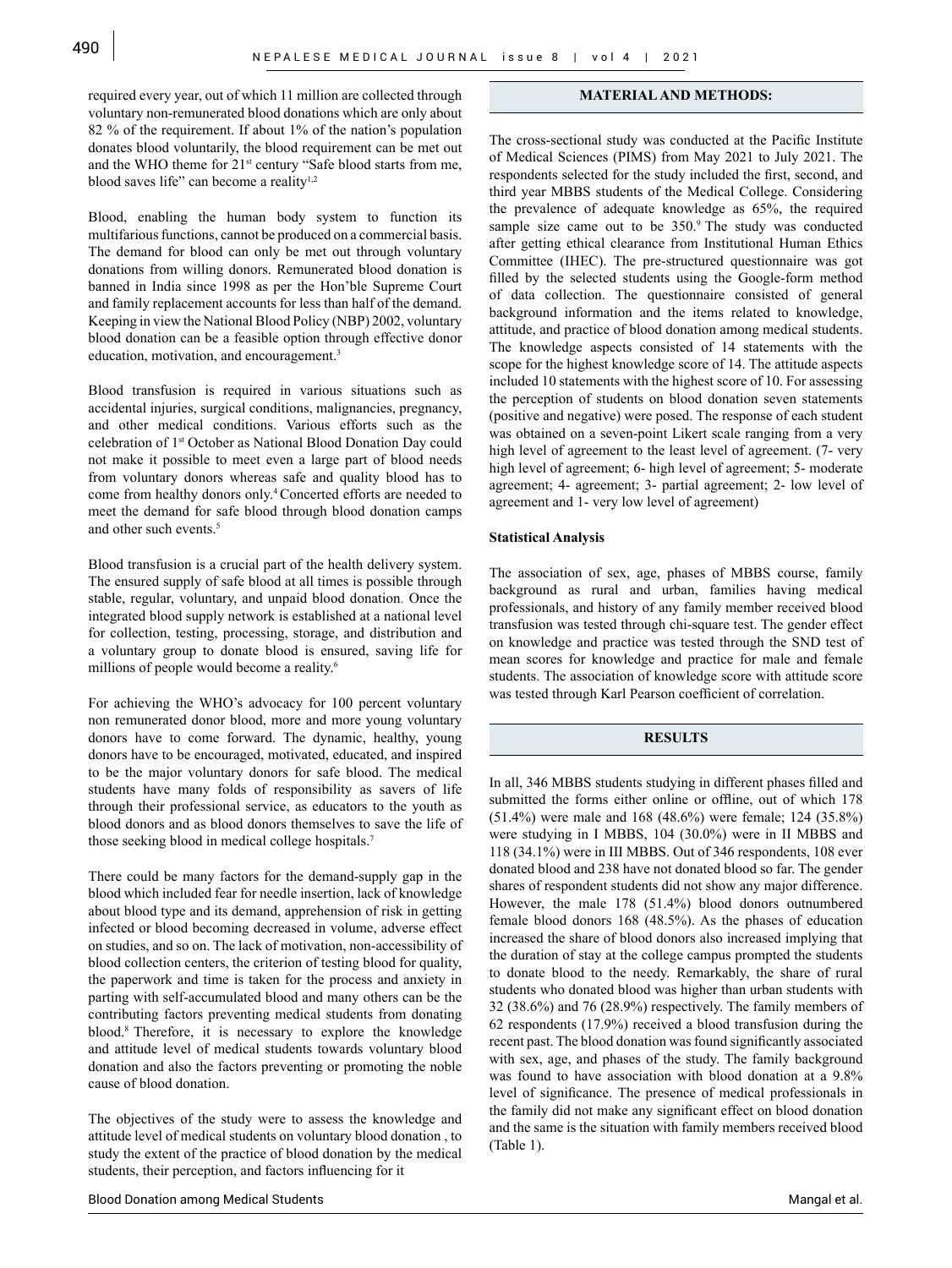required every year, out of which 11 million are collected through voluntary non-remunerated blood donations which are only about 82 % of the requirement. If about 1% of the nation's population donates blood voluntarily, the blood requirement can be met out and the WHO theme for 21st century "Safe blood starts from me, blood saves life" can become a reality[1,2]

Blood, enabling the human body system to function its multifarious functions, cannot be produced on a commercial basis. The demand for blood can only be met out through voluntary donations from willing donors. Remunerated blood donation is banned in India since 1998 as per the Hon'ble Supreme Court and family replacement accounts for less than half of the demand. Keeping in view the National Blood Policy (NBP) 2002, voluntary blood donation can be a feasible option through effective donor education, motivation, and encouragement.[3]

Blood transfusion is required in various situations such as accidental injuries, surgical conditions, malignancies, pregnancy, and other medical conditions. Various efforts such as the celebration of 1st October as National Blood Donation Day could not make it possible to meet even a large part of blood needs from voluntary donors whereas safe and quality blood has to come from healthy donors only.[4] Concerted efforts are needed to meet the demand for safe blood through blood donation camps and other such events.[5]

Blood transfusion is a crucial part of the health delivery system. The ensured supply of safe blood at all times is possible through stable, regular, voluntary, and unpaid blood donation. Once the integrated blood supply network is established at a national level for collection, testing, processing, storage, and distribution and a voluntary group to donate blood is ensured, saving life for millions of people would become a reality.[6]

For achieving the WHO's advocacy for 100 percent voluntary non remunerated donor blood, more and more young voluntary donors have to come forward. The dynamic, healthy, young donors have to be encouraged, motivated, educated, and inspired to be the major voluntary donors for safe blood. The medical students have many folds of responsibility as savers of life through their professional service, as educators to the youth as blood donors and as blood donors themselves to save the life of those seeking blood in medical college hospitals.[7]

There could be many factors for the demand-supply gap in the blood which included fear for needle insertion, lack of knowledge about blood type and its demand, apprehension of risk in getting infected or blood becoming decreased in volume, adverse effect on studies, and so on. The lack of motivation, non-accessibility of blood collection centers, the criterion of testing blood for quality, the paperwork and time is taken for the process and anxiety in parting with self-accumulated blood and many others can be the contributing factors preventing medical students from donating blood.[8] Therefore, it is necessary to explore the knowledge and attitude level of medical students towards voluntary blood donation and also the factors preventing or promoting the noble cause of blood donation.

The objectives of the study were to assess the knowledge and attitude level of medical students on voluntary blood donation , to study the extent of the practice of blood donation by the medical students, their perception, and factors influencing for it

## MATERIAL AND METHODS:

The cross-sectional study was conducted at the Pacific Institute of Medical Sciences (PIMS) from May 2021 to July 2021. The respondents selected for the study included the first, second, and third year MBBS students of the Medical College. Considering the prevalence of adequate knowledge as 65%, the required sample size came out to be 350.[9] The study was conducted after getting ethical clearance from Institutional Human Ethics Committee (IHEC). The pre-structured questionnaire was got filled by the selected students using the Google-form method of data collection. The questionnaire consisted of general background information and the items related to knowledge, attitude, and practice of blood donation among medical students. The knowledge aspects consisted of 14 statements with the scope for the highest knowledge score of 14. The attitude aspects included 10 statements with the highest score of 10. For assessing the perception of students on blood donation seven statements (positive and negative) were posed. The response of each student was obtained on a seven-point Likert scale ranging from a very high level of agreement to the least level of agreement. (7- very high level of agreement; 6- high level of agreement; 5- moderate agreement; 4- agreement; 3- partial agreement; 2- low level of agreement and 1- very low level of agreement)

### Statistical Analysis

The association of sex, age, phases of MBBS course, family background as rural and urban, families having medical professionals, and history of any family member received blood transfusion was tested through chi-square test. The gender effect on knowledge and practice was tested through the SND test of mean scores for knowledge and practice for male and female students. The association of knowledge score with attitude score was tested through Karl Pearson coefficient of correlation.

## RESULTS

In all, 346 MBBS students studying in different phases filled and submitted the forms either online or offline, out of which 178 (51.4%) were male and 168 (48.6%) were female; 124 (35.8%) were studying in I MBBS, 104 (30.0%) were in II MBBS and 118 (34.1%) were in III MBBS. Out of 346 respondents, 108 ever donated blood and 238 have not donated blood so far. The gender shares of respondent students did not show any major difference. However, the male 178 (51.4%) blood donors outnumbered female blood donors 168 (48.5%). As the phases of education increased the share of blood donors also increased implying that the duration of stay at the college campus prompted the students to donate blood to the needy. Remarkably, the share of rural students who donated blood was higher than urban students with 32 (38.6%) and 76 (28.9%) respectively. The family members of 62 respondents (17.9%) received a blood transfusion during the recent past. The blood donation was found significantly associated with sex, age, and phases of the study. The family background was found to have association with blood donation at a 9.8% level of significance. The presence of medical professionals in the family did not make any significant effect on blood donation and the same is the situation with family members received blood (Table 1).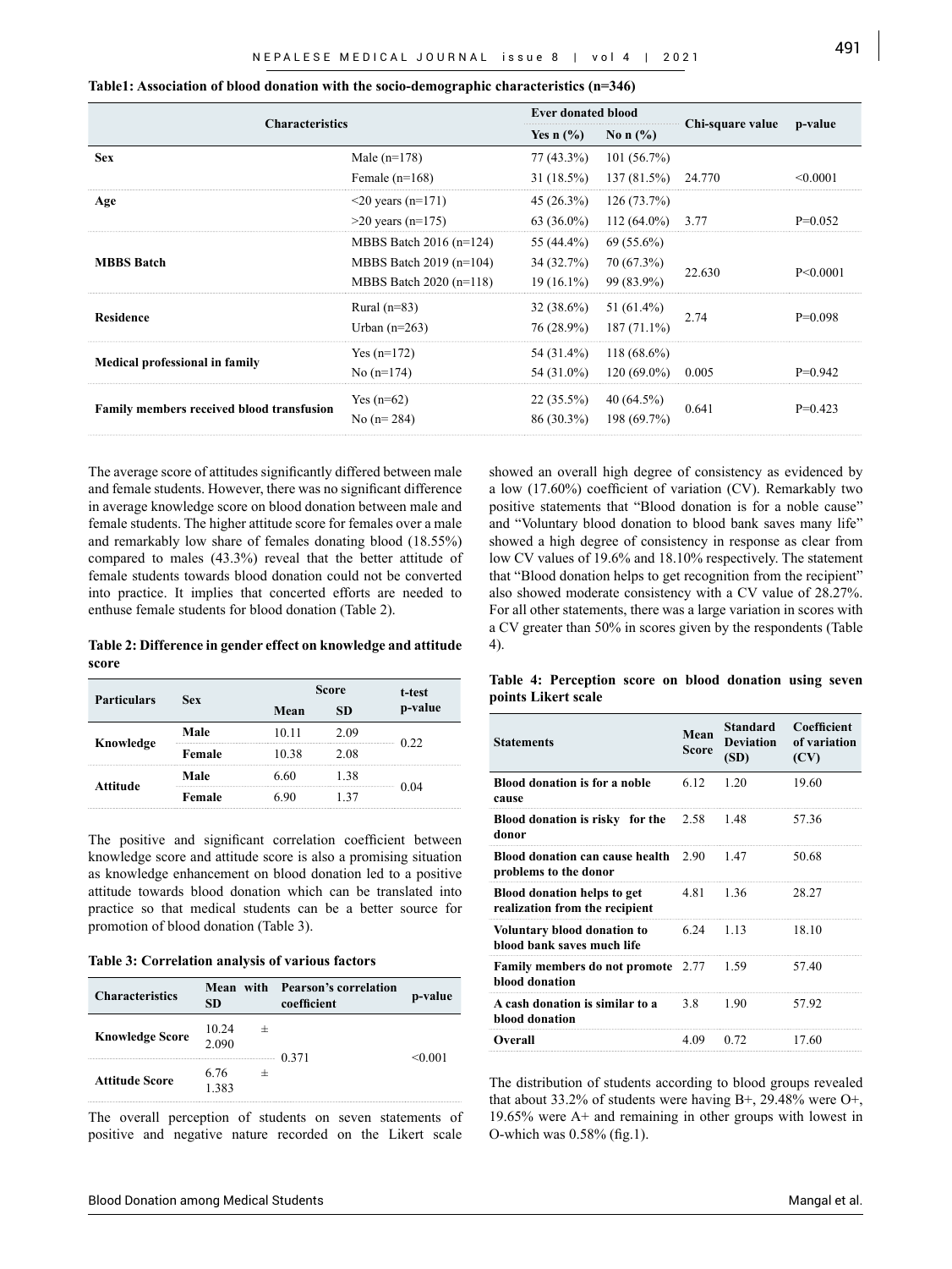**Table1: Association of blood donation with the socio-demographic characteristics (n=346)**

| Characteristics | | Ever donated blood | | Chi-square value | p-value |
|---|---|---|---|---|---|
| | | Yes n (%) | No n (%) | | |
| **Sex** | Male (n=178) | 77 (43.3%) | 101 (56.7%) | | |
| | Female (n=168) | 31 (18.5%) | 137 (81.5%) | 24.770 | <0.0001 |
| **Age** | <20 years (n=171) | 45 (26.3%) | 126 (73.7%) | | |
| | >20 years (n=175) | 63 (36.0%) | 112 (64.0%) | 3.77 | P=0.052 |
| **MBBS Batch** | MBBS Batch 2016 (n=124) | 55 (44.4%) | 69 (55.6%) | | |
| | MBBS Batch 2019 (n=104) | 34 (32.7%) | 70 (67.3%) | 22.630 | P<0.0001 |
| | MBBS Batch 2020 (n=118) | 19 (16.1%) | 99 (83.9%) | | |
| **Residence** | Rural (n=83) | 32 (38.6%) | 51 (61.4%) | 2.74 | P=0.098 |
| | Urban (n=263) | 76 (28.9%) | 187 (71.1%) | | |
| **Medical professional in family** | Yes (n=172) | 54 (31.4%) | 118 (68.6%) | | |
| | No (n=174) | 54 (31.0%) | 120 (69.0%) | 0.005 | P=0.942 |
| **Family members received blood transfusion** | Yes (n=62) | 22 (35.5%) | 40 (64.5%) | 0.641 | P=0.423 |
| | No (n= 284) | 86 (30.3%) | 198 (69.7%) | | |

The average score of attitudes significantly differed between male and female students. However, there was no significant difference in average knowledge score on blood donation between male and female students. The higher attitude score for females over a male and remarkably low share of females donating blood (18.55%) compared to males (43.3%) reveal that the better attitude of female students towards blood donation could not be converted into practice. It implies that concerted efforts are needed to enthuse female students for blood donation (Table 2).

**Table 2: Difference in gender effect on knowledge and attitude score**

| Particulars | Sex | Score | | t-test p-value |
|---|---|---|---|---|
| | | Mean | SD | |
| Knowledge | Male | 10.11 | 2.09 | 0.22 |
| | Female | 10.38 | 2.08 | |
| Attitude | Male | 6.60 | 1.38 | 0.04 |
| | Female | 6.90 | 1.37 | |

The positive and significant correlation coefficient between knowledge score and attitude score is also a promising situation as knowledge enhancement on blood donation led to a positive attitude towards blood donation which can be translated into practice so that medical students can be a better source for promotion of blood donation (Table 3).

**Table 3: Correlation analysis of various factors**

| Characteristics | Mean with SD | Pearson's correlation coefficient | p-value |
|---|---|---|---|
| Knowledge Score | 10.24 ± 2.090 | 0.371 | <0.001 |
| Attitude Score | 6.76 ± 1.383 | | |

The overall perception of students on seven statements of positive and negative nature recorded on the Likert scale showed an overall high degree of consistency as evidenced by a low (17.60%) coefficient of variation (CV). Remarkably two positive statements that "Blood donation is for a noble cause" and "Voluntary blood donation to blood bank saves many life" showed a high degree of consistency in response as clear from low CV values of 19.6% and 18.10% respectively. The statement that "Blood donation helps to get recognition from the recipient" also showed moderate consistency with a CV value of 28.27%. For all other statements, there was a large variation in scores with a CV greater than 50% in scores given by the respondents (Table 4).

**Table 4: Perception score on blood donation using seven points Likert scale**

| Statements | Mean Score | Standard Deviation (SD) | Coefficient of variation (CV) |
|---|---|---|---|
| **Blood donation is for a noble cause** | 6.12 | 1.20 | 19.60 |
| **Blood donation is risky for the donor** | 2.58 | 1.48 | 57.36 |
| **Blood donation can cause health problems to the donor** | 2.90 | 1.47 | 50.68 |
| **Blood donation helps to get realization from the recipient** | 4.81 | 1.36 | 28.27 |
| **Voluntary blood donation to blood bank saves much life** | 6.24 | 1.13 | 18.10 |
| **Family members do not promote blood donation** | 2.77 | 1.59 | 57.40 |
| **A cash donation is similar to a blood donation** | 3.8 | 1.90 | 57.92 |
| **Overall** | 4.09 | 0.72 | 17.60 |

The distribution of students according to blood groups revealed that about 33.2% of students were having B+, 29.48% were O+, 19.65% were A+ and remaining in other groups with lowest in O-which was 0.58% (fig.1).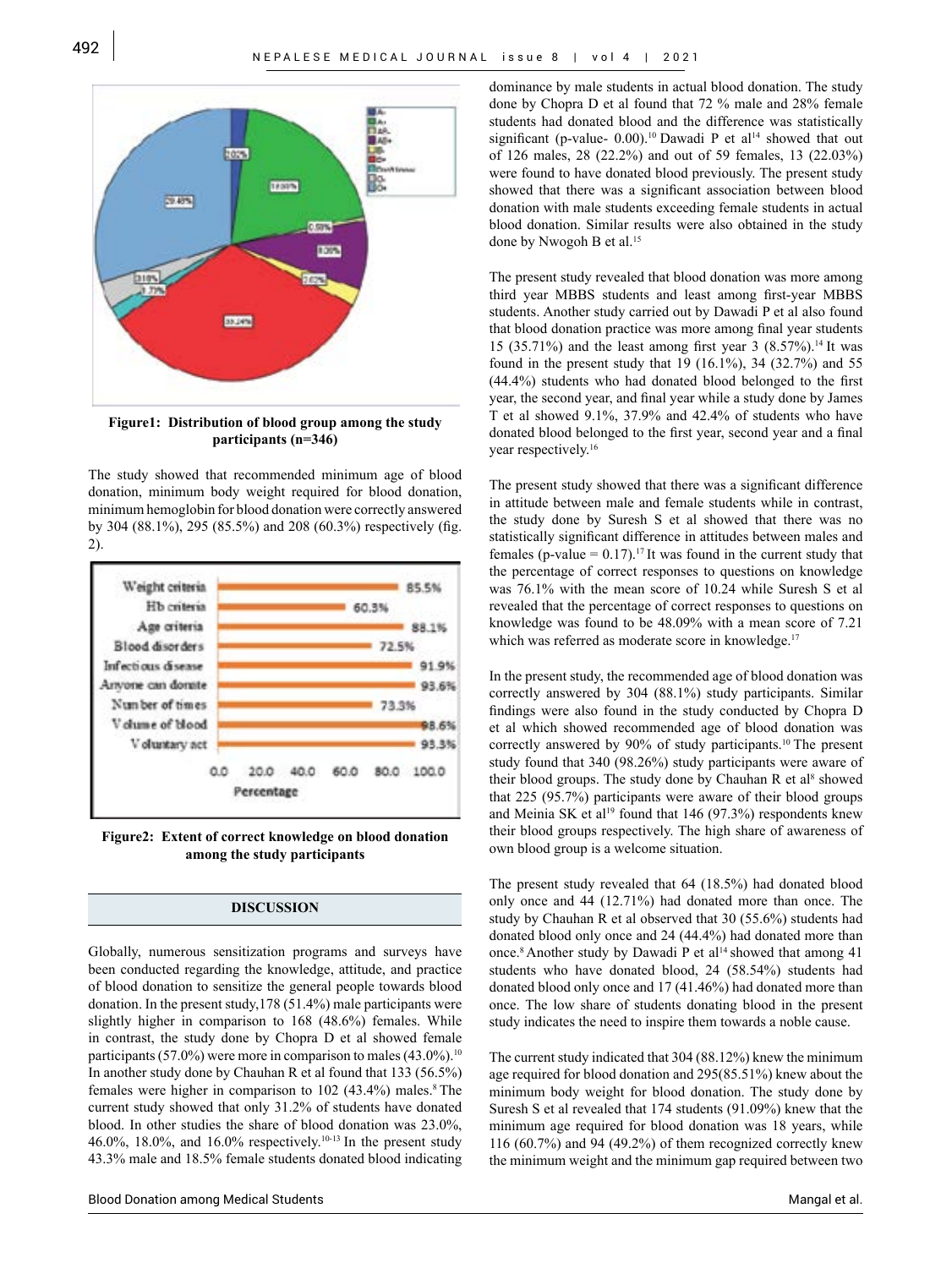Figure1: Distribution of blood group among the study participants (n=346)

The study showed that recommended minimum age of blood donation, minimum body weight required for blood donation, minimum hemoglobin for blood donation were correctly answered by 304 (88.1%), 295 (85.5%) and 208 (60.3%) respectively (fig. 2).

Figure2: Extent of correct knowledge on blood donation among the study participants

## DISCUSSION

Globally, numerous sensitization programs and surveys have been conducted regarding the knowledge, attitude, and practice of blood donation to sensitize the general people towards blood donation. In the present study,178 (51.4%) male participants were slightly higher in comparison to 168 (48.6%) females. While in contrast, the study done by Chopra D et al showed female participants (57.0%) were more in comparison to males (43.0%).[10] In another study done by Chauhan R et al found that 133 (56.5%) females were higher in comparison to 102 (43.4%) males.[8] The current study showed that only 31.2% of students have donated blood. In other studies the share of blood donation was 23.0%, 46.0%, 18.0%, and 16.0% respectively.[10-13] In the present study 43.3% male and 18.5% female students donated blood indicating dominance by male students in actual blood donation. The study done by Chopra D et al found that 72 % male and 28% female students had donated blood and the difference was statistically significant (p-value- 0.00).[10] Dawadi P et al[14] showed that out of 126 males, 28 (22.2%) and out of 59 females, 13 (22.03%) were found to have donated blood previously. The present study showed that there was a significant association between blood donation with male students exceeding female students in actual blood donation. Similar results were also obtained in the study done by Nwogoh B et al.[15]

The present study revealed that blood donation was more among third year MBBS students and least among first-year MBBS students. Another study carried out by Dawadi P et al also found that blood donation practice was more among final year students 15 (35.71%) and the least among first year 3 (8.57%).[14] It was found in the present study that 19 (16.1%), 34 (32.7%) and 55 (44.4%) students who had donated blood belonged to the first year, the second year, and final year while a study done by James T et al showed 9.1%, 37.9% and 42.4% of students who have donated blood belonged to the first year, second year and a final year respectively.[16]

The present study showed that there was a significant difference in attitude between male and female students while in contrast, the study done by Suresh S et al showed that there was no statistically significant difference in attitudes between males and females (p-value = 0.17).[17] It was found in the current study that the percentage of correct responses to questions on knowledge was 76.1% with the mean score of 10.24 while Suresh S et al revealed that the percentage of correct responses to questions on knowledge was found to be 48.09% with a mean score of 7.21 which was referred as moderate score in knowledge.[17]

In the present study, the recommended age of blood donation was correctly answered by 304 (88.1%) study participants. Similar findings were also found in the study conducted by Chopra D et al which showed recommended age of blood donation was correctly answered by 90% of study participants.[10] The present study found that 340 (98.26%) study participants were aware of their blood groups. The study done by Chauhan R et al[8] showed that 225 (95.7%) participants were aware of their blood groups and Meinia SK et al[19] found that 146 (97.3%) respondents knew their blood groups respectively. The high share of awareness of own blood group is a welcome situation.

The present study revealed that 64 (18.5%) had donated blood only once and 44 (12.71%) had donated more than once. The study by Chauhan R et al observed that 30 (55.6%) students had donated blood only once and 24 (44.4%) had donated more than once.[8] Another study by Dawadi P et al[14] showed that among 41 students who have donated blood, 24 (58.54%) students had donated blood only once and 17 (41.46%) had donated more than once. The low share of students donating blood in the present study indicates the need to inspire them towards a noble cause.

The current study indicated that 304 (88.12%) knew the minimum age required for blood donation and 295(85.51%) knew about the minimum body weight for blood donation. The study done by Suresh S et al revealed that 174 students (91.09%) knew that the minimum age required for blood donation was 18 years, while 116 (60.7%) and 94 (49.2%) of them recognized correctly knew the minimum weight and the minimum gap required between two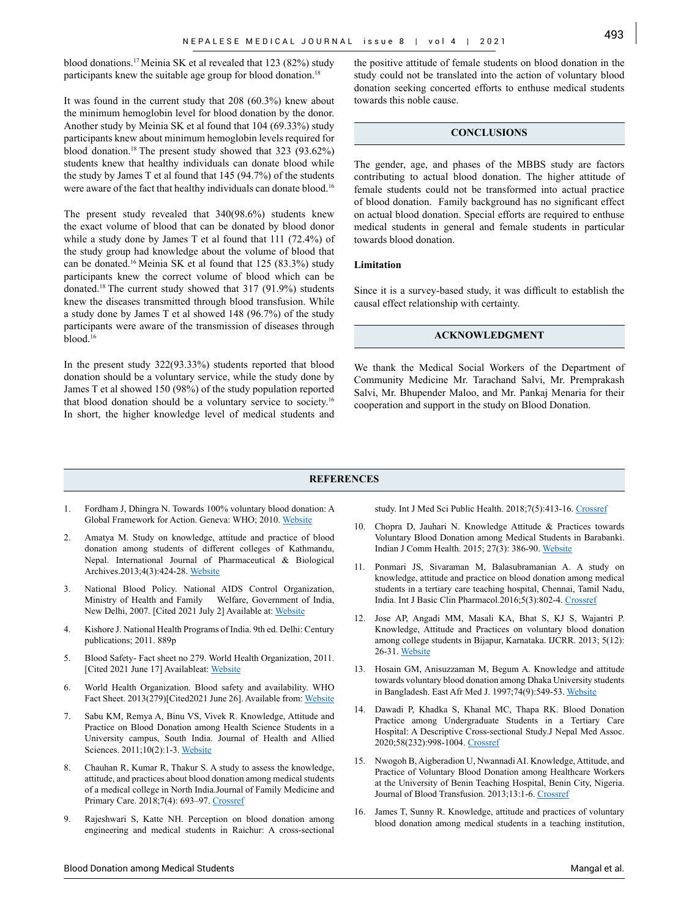blood donations.[17] Meinia SK et al revealed that 123 (82%) study participants knew the suitable age group for blood donation.[18]

It was found in the current study that 208 (60.3%) knew about the minimum hemoglobin level for blood donation by the donor. Another study by Meinia SK et al found that 104 (69.33%) study participants knew about minimum hemoglobin levels required for blood donation.[18] The present study showed that 323 (93.62%) students knew that healthy individuals can donate blood while the study by James T et al found that 145 (94.7%) of the students were aware of the fact that healthy individuals can donate blood.[16]

The present study revealed that 340(98.6%) students knew the exact volume of blood that can be donated by blood donor while a study done by James T et al found that 111 (72.4%) of the study group had knowledge about the volume of blood that can be donated.[16] Meinia SK et al found that 125 (83.3%) study participants knew the correct volume of blood which can be donated.[18] The current study showed that 317 (91.9%) students knew the diseases transmitted through blood transfusion. While a study done by James T et al showed 148 (96.7%) of the study participants were aware of the transmission of diseases through blood.[16]

In the present study 322(93.33%) students reported that blood donation should be a voluntary service, while the study done by James T et al showed 150 (98%) of the study population reported that blood donation should be a voluntary service to society.[16] In short, the higher knowledge level of medical students and the positive attitude of female students on blood donation in the study could not be translated into the action of voluntary blood donation seeking concerted efforts to enthuse medical students towards this noble cause.

## CONCLUSIONS

The gender, age, and phases of the MBBS study are factors contributing to actual blood donation. The higher attitude of female students could not be transformed into actual practice of blood donation. Family background has no significant effect on actual blood donation. Special efforts are required to enthuse medical students in general and female students in particular towards blood donation.

**Limitation**

Since it is a survey-based study, it was difficult to establish the causal effect relationship with certainty.

## ACKNOWLEDGMENT

We thank the Medical Social Workers of the Department of Community Medicine Mr. Tarachand Salvi, Mr. Premprakash Salvi, Mr. Bhupender Maloo, and Mr. Pankaj Menaria for their cooperation and support in the study on Blood Donation.

## REFERENCES

1. Fordham J, Dhingra N. Towards 100% voluntary blood donation: A Global Framework for Action. Geneva: WHO; 2010. Website
2. Amatya M. Study on knowledge, attitude and practice of blood donation among students of different colleges of Kathmandu, Nepal. International Journal of Pharmaceutical & Biological Archives.2013;4(3):424-28. Website
3. National Blood Policy. National AIDS Control Organization, Ministry of Health and Family Welfare, Government of India, New Delhi, 2007. [Cited 2021 July 2] Available at: Website
4. Kishore J. National Health Programs of India. 9th ed. Delhi: Century publications; 2011. 889p
5. Blood Safety- Fact sheet no 279. World Health Organization, 2011. [Cited 2021 June 17] Availableat: Website
6. World Health Organization. Blood safety and availability. WHO Fact Sheet. 2013(279)[Cited2021 June 26]. Available from: Website
7. Sabu KM, Remya A, Binu VS, Vivek R. Knowledge, Attitude and Practice on Blood Donation among Health Science Students in a University campus, South India. Journal of Health and Allied Sciences. 2011;10(2):1-3. Website
8. Chauhan R, Kumar R, Thakur S. A study to assess the knowledge, attitude, and practices about blood donation among medical students of a medical college in North India.Journal of Family Medicine and Primary Care. 2018;7(4): 693–97. Crossref
9. Rajeshwari S, Katte NH. Perception on blood donation among engineering and medical students in Raichur: A cross-sectional study. Int J Med Sci Public Health. 2018;7(5):413-16. Crossref
10. Chopra D, Jauhari N. Knowledge Attitude & Practices towards Voluntary Blood Donation among Medical Students in Barabanki. Indian J Comm Health. 2015; 27(3): 386-90. Website
11. Ponmari JS, Sivaraman M, Balasubramanian A. A study on knowledge, attitude and practice on blood donation among medical students in a tertiary care teaching hospital, Chennai, Tamil Nadu, India. Int J Basic Clin Pharmacol.2016;5(3):802-4. Crossref
12. Jose AP, Angadi MM, Masali KA, Bhat S, KJ S, Wajantri P. Knowledge, Attitude and Practices on voluntary blood donation among college students in Bijapur, Karnataka. IJCRR. 2013; 5(12): 26-31. Website
13. Hosain GM, Anisuzzaman M, Begum A. Knowledge and attitude towards voluntary blood donation among Dhaka University students in Bangladesh. East Afr Med J. 1997;74(9):549-53. Website
14. Dawadi P, Khadka S, Khanal MC, Thapa RK. Blood Donation Practice among Undergraduate Students in a Tertiary Care Hospital: A Descriptive Cross-sectional Study.J Nepal Med Assoc. 2020;58(232):998-1004. Crossref
15. Nwogoh B, Aigberadion U, Nwannadi AI. Knowledge, Attitude, and Practice of Voluntary Blood Donation among Healthcare Workers at the University of Benin Teaching Hospital, Benin City, Nigeria. Journal of Blood Transfusion. 2013;13:1-6. Crossref
16. James T, Sunny R. Knowledge, attitude and practices of voluntary blood donation among medical students in a teaching institution,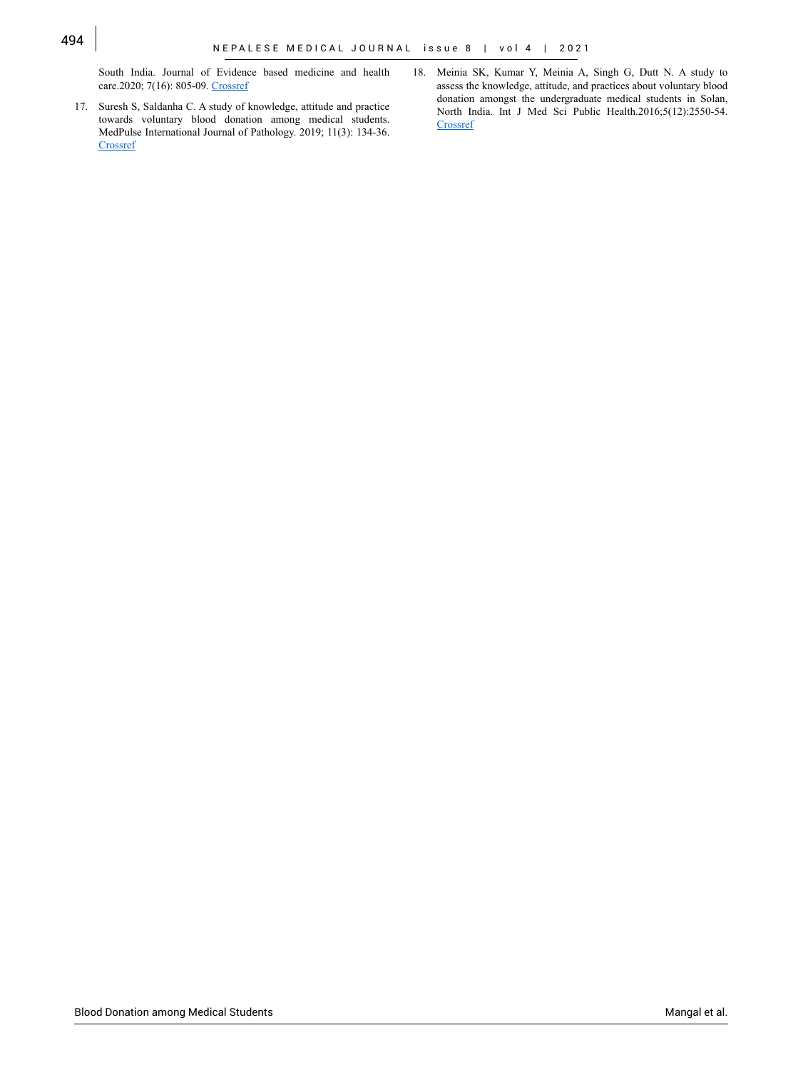South India. Journal of Evidence based medicine and health care.2020; 7(16): 805-09. Crossref

17. Suresh S, Saldanha C. A study of knowledge, attitude and practice towards voluntary blood donation among medical students. MedPulse International Journal of Pathology. 2019; 11(3): 134-36. Crossref

18. Meinia SK, Kumar Y, Meinia A, Singh G, Dutt N. A study to assess the knowledge, attitude, and practices about voluntary blood donation amongst the undergraduate medical students in Solan, North India. Int J Med Sci Public Health.2016;5(12):2550-54. Crossref